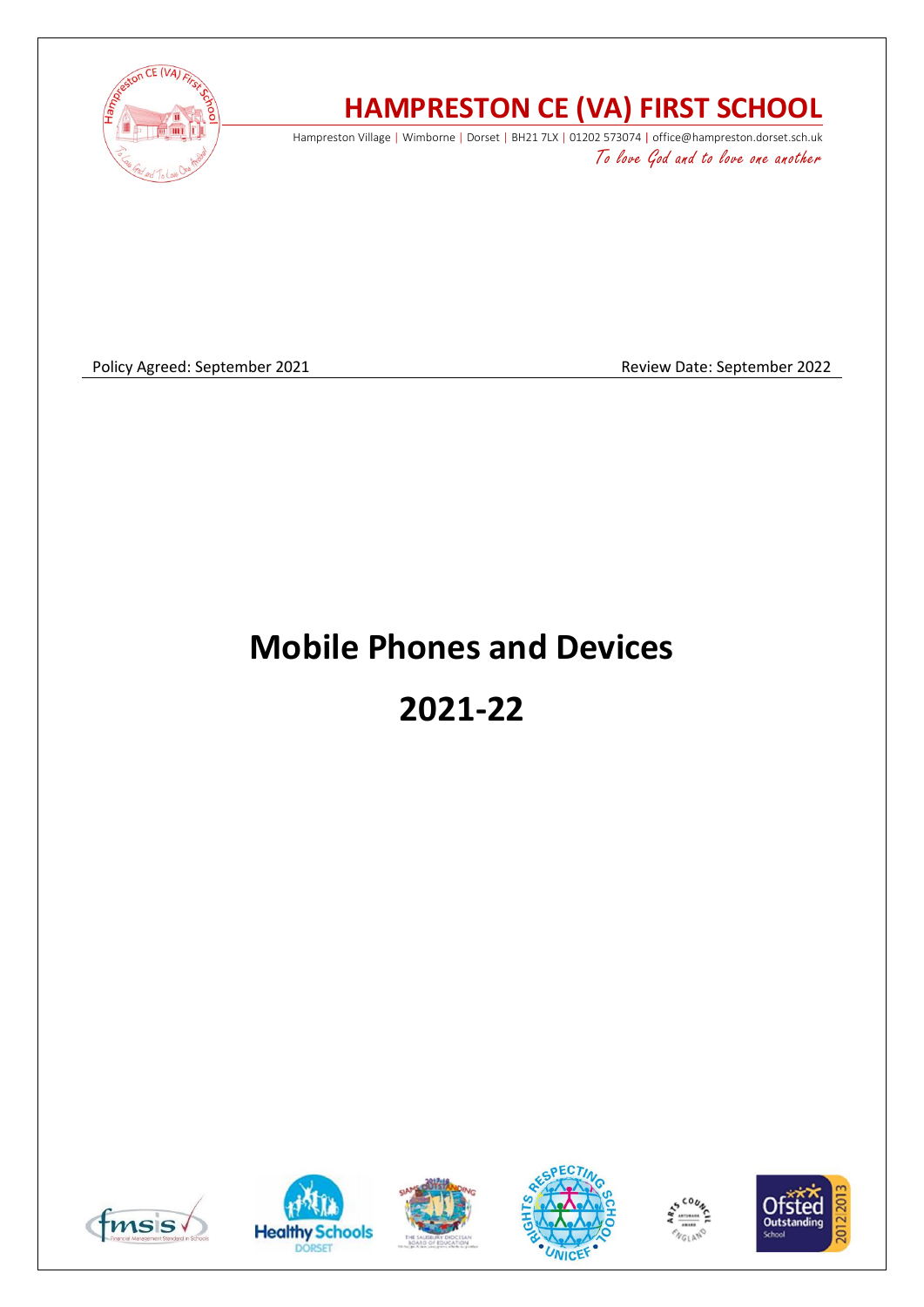# HAMPRESTON CE (VA) FIRST SCHOOL

Hampreston Village | Wimborne | Dorset | BH21 7LX | 01202 573074 | office@hampreston.dorset.sch.uk

*To love God and to love one another*

Policy Agreed: September 2021 Review Date: September 2022

# Mobile Phones and Devices

# 2021-22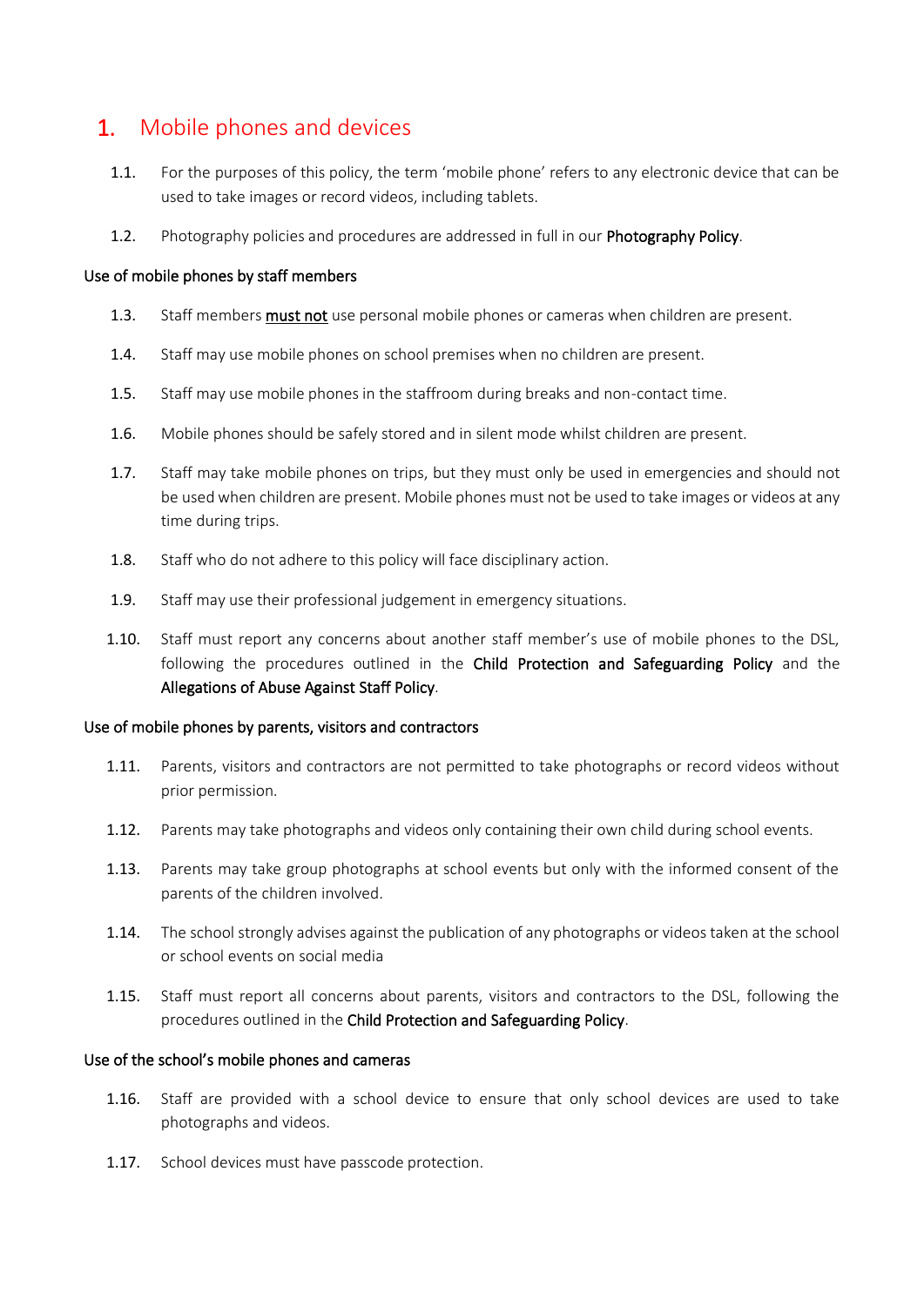# 1. Mobile phones and devices

1.1. For the purposes of this policy, the term 'mobile phone' refers to any electronic device that can be used to take images or record videos, including tablets.

1.2. Photography policies and procedures are addressed in full in our **Photography Policy**.

### Use of mobile phones by staff members

1.3. Staff members **must not** use personal mobile phones or cameras when children are present.

1.4. Staff may use mobile phones on school premises when no children are present.

1.5. Staff may use mobile phones in the staffroom during breaks and non-contact time.

1.6. Mobile phones should be safely stored and in silent mode whilst children are present.

1.7. Staff may take mobile phones on trips, but they must only be used in emergencies and should not be used when children are present. Mobile phones must not be used to take images or videos at any time during trips.

1.8. Staff who do not adhere to this policy will face disciplinary action.

1.9. Staff may use their professional judgement in emergency situations.

1.10. Staff must report any concerns about another staff member's use of mobile phones to the DSL, following the procedures outlined in the **Child Protection and Safeguarding Policy** and the **Allegations of Abuse Against Staff Policy**.

### Use of mobile phones by parents, visitors and contractors

1.11. Parents, visitors and contractors are not permitted to take photographs or record videos without prior permission.

1.12. Parents may take photographs and videos only containing their own child during school events.

1.13. Parents may take group photographs at school events but only with the informed consent of the parents of the children involved.

1.14. The school strongly advises against the publication of any photographs or videos taken at the school or school events on social media

1.15. Staff must report all concerns about parents, visitors and contractors to the DSL, following the procedures outlined in the **Child Protection and Safeguarding Policy**.

### Use of the school's mobile phones and cameras

1.16. Staff are provided with a school device to ensure that only school devices are used to take photographs and videos.

1.17. School devices must have passcode protection.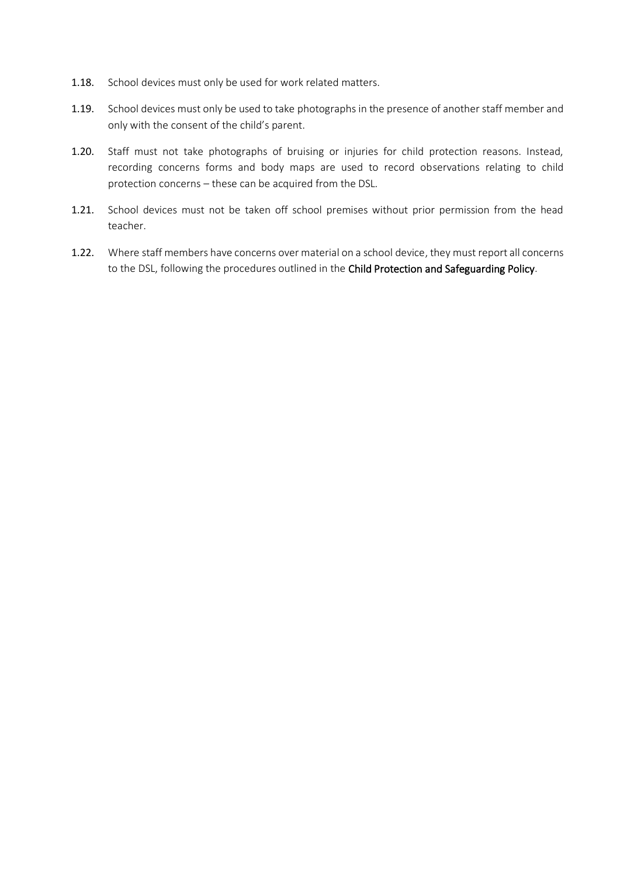**1.18.** School devices must only be used for work related matters.

**1.19.** School devices must only be used to take photographs in the presence of another staff member and only with the consent of the child's parent.

**1.20.** Staff must not take photographs of bruising or injuries for child protection reasons. Instead, recording concerns forms and body maps are used to record observations relating to child protection concerns – these can be acquired from the DSL.

**1.21.** School devices must not be taken off school premises without prior permission from the head teacher.

**1.22.** Where staff members have concerns over material on a school device, they must report all concerns to the DSL, following the procedures outlined in the **Child Protection and Safeguarding Policy**.